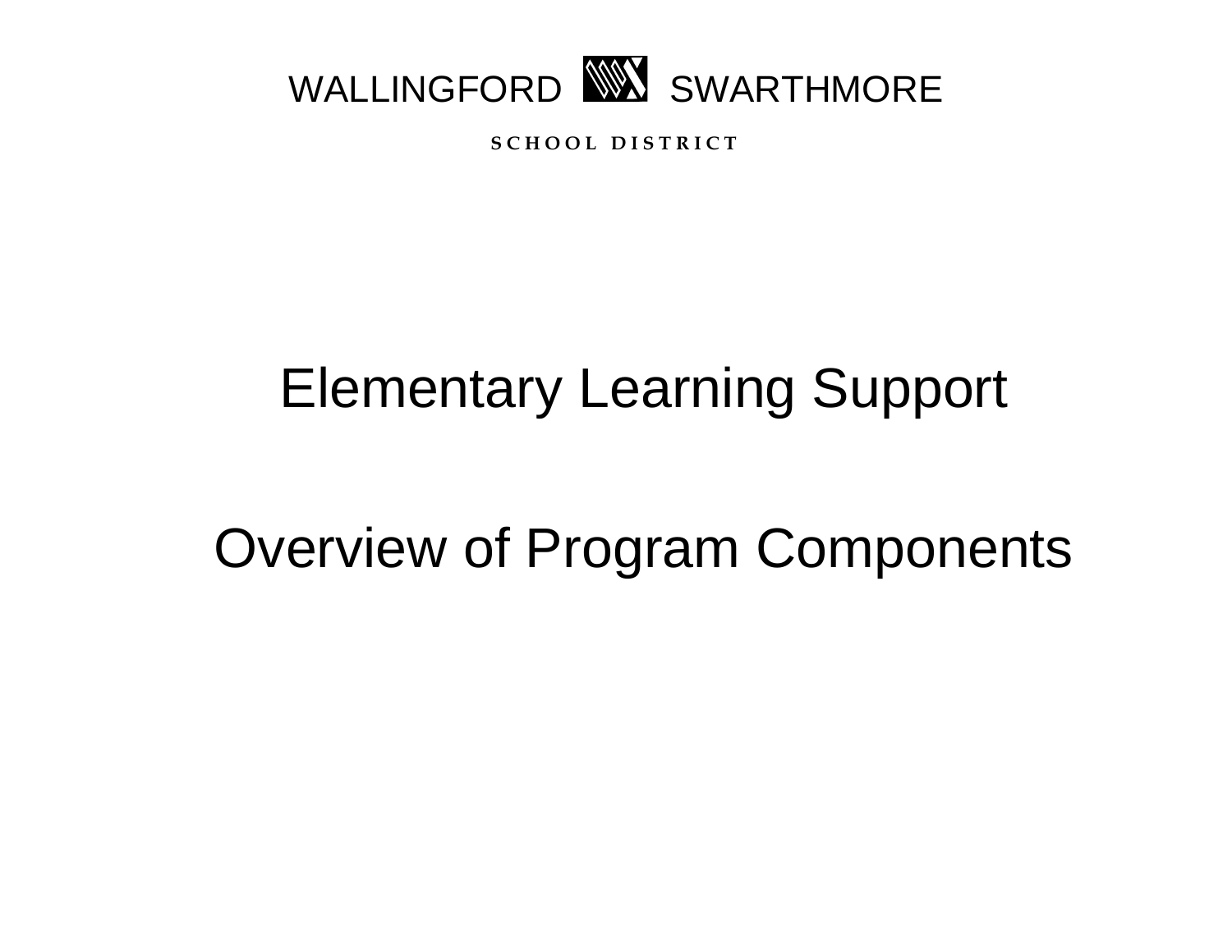WALLINGFORD SWARTHMORE

SCHOOL DISTRICT

# Elementary Learning Support

# Overview of Program Components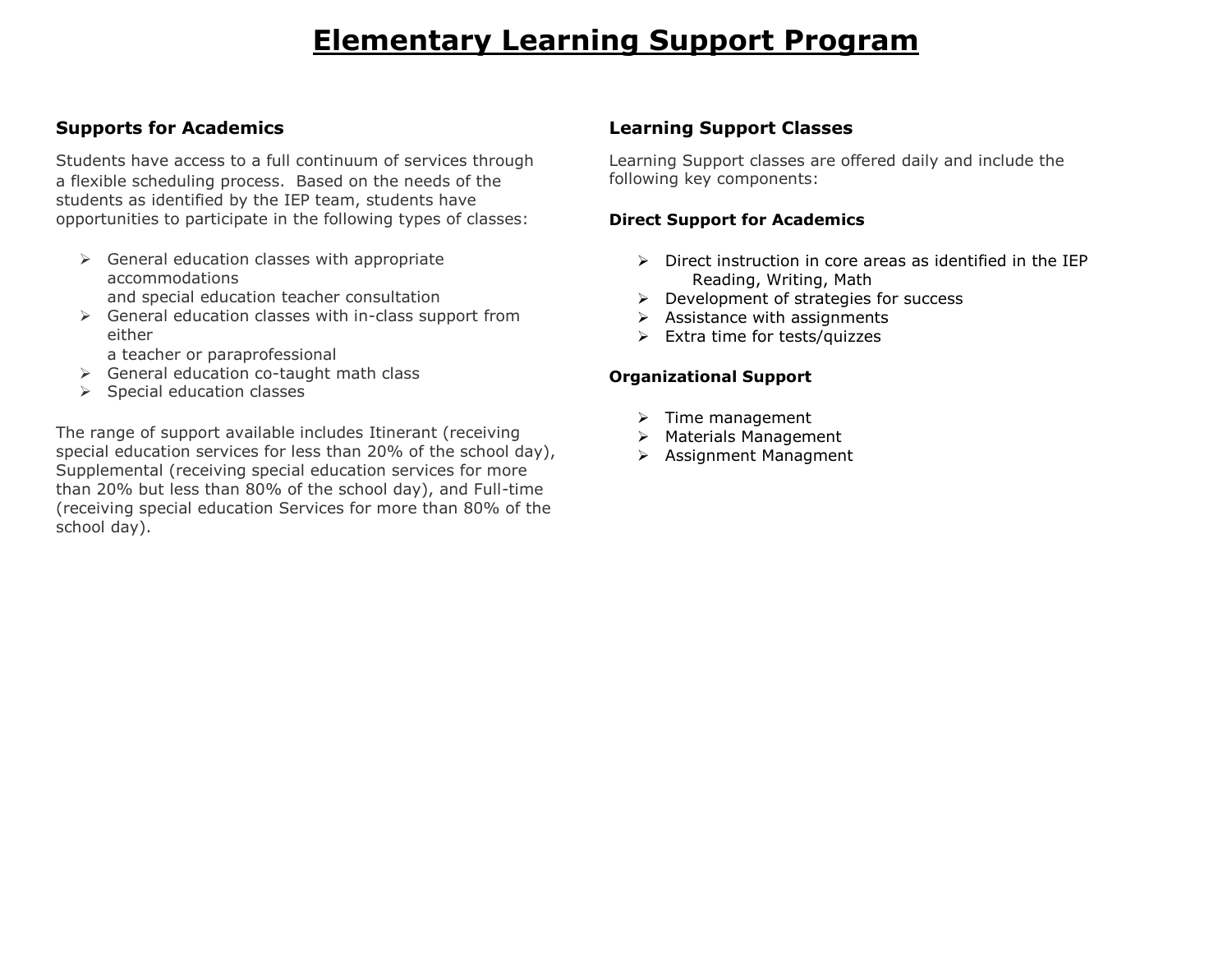# Elementary Learning Support Program

## Supports for Academics

Students have access to a full continuum of services through a flexible scheduling process. Based on the needs of the students as identified by the IEP team, students have opportunities to participate in the following types of classes:

- General education classes with appropriate accommodations and special education teacher consultation
- General education classes with in-class support from either a teacher or paraprofessional
- General education co-taught math class
- Special education classes

The range of support available includes Itinerant (receiving special education services for less than 20% of the school day), Supplemental (receiving special education services for more than 20% but less than 80% of the school day), and Full-time (receiving special education Services for more than 80% of the school day).

## Learning Support Classes

Learning Support classes are offered daily and include the following key components:

### Direct Support for Academics

- Direct instruction in core areas as identified in the IEP
  Reading, Writing, Math
- Development of strategies for success
- Assistance with assignments
- Extra time for tests/quizzes

### Organizational Support

- Time management
- Materials Management
- Assignment Managment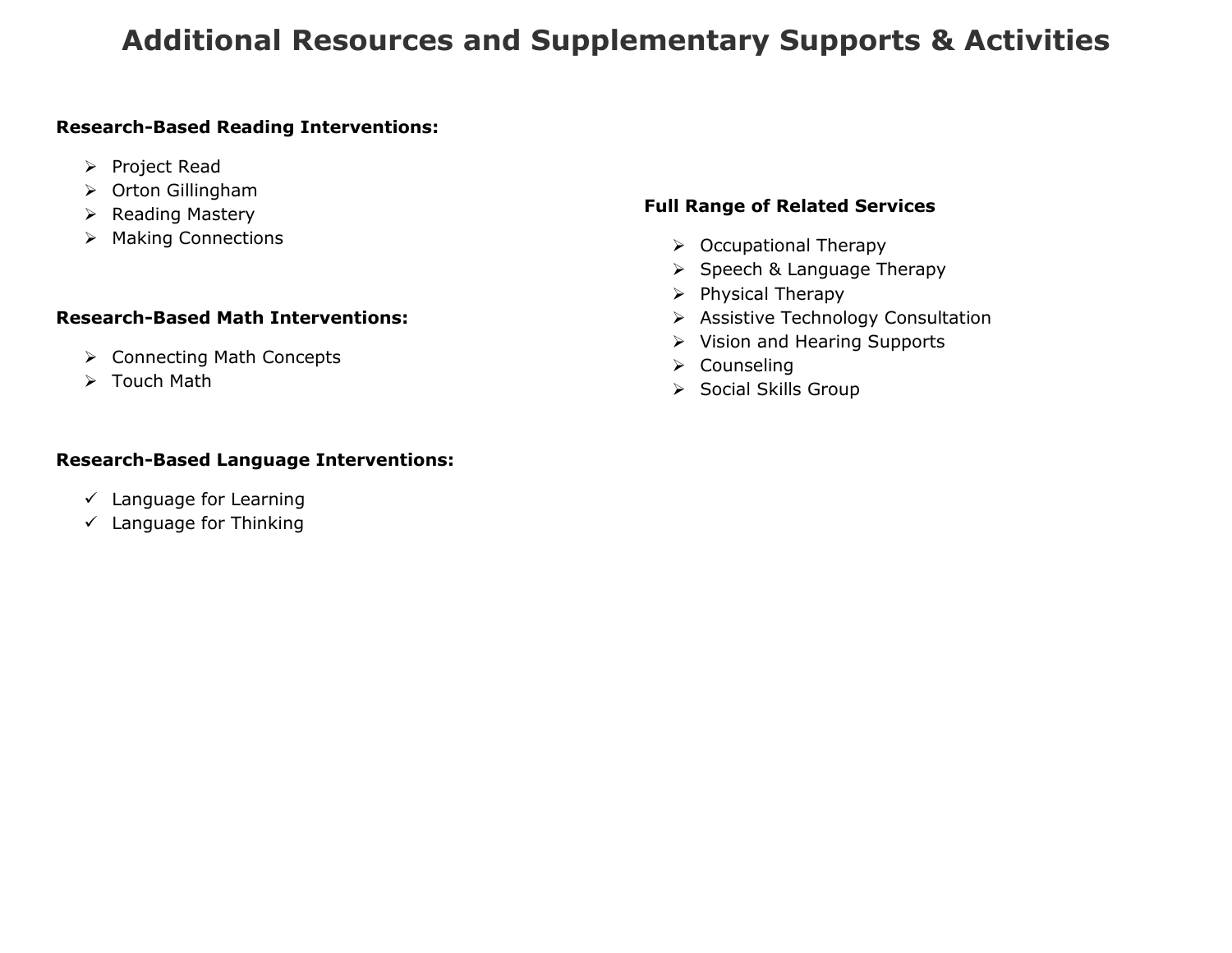# Additional Resources and Supplementary Supports & Activities

**Research-Based Reading Interventions:**

- Project Read
- Orton Gillingham
- Reading Mastery
- Making Connections

**Research-Based Math Interventions:**

- Connecting Math Concepts
- Touch Math

**Research-Based Language Interventions:**

- ✓ Language for Learning
- ✓ Language for Thinking

**Full Range of Related Services**

- Occupational Therapy
- Speech & Language Therapy
- Physical Therapy
- Assistive Technology Consultation
- Vision and Hearing Supports
- Counseling
- Social Skills Group